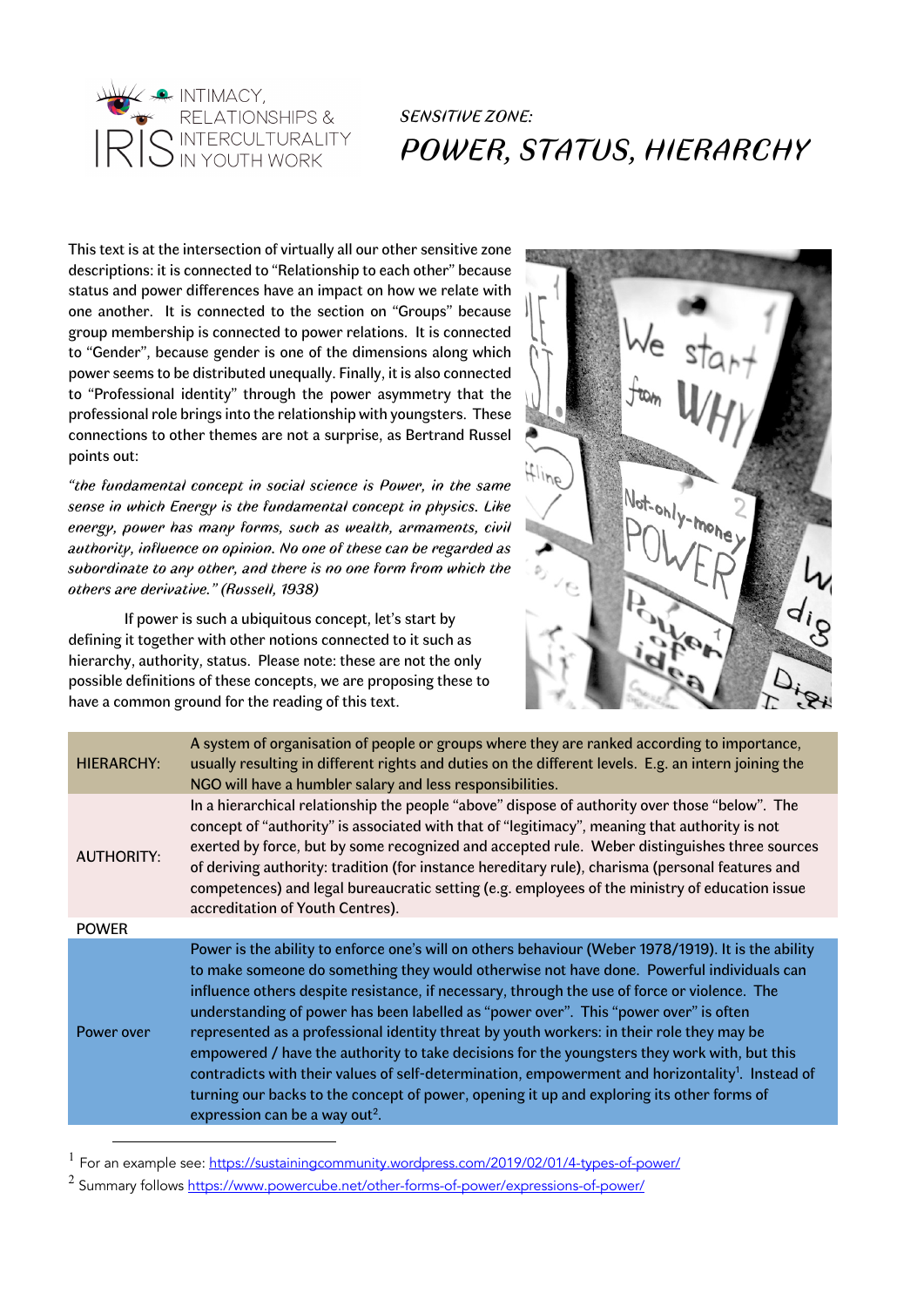INTIMACY, RELATIONSHIPS & INTERCULTURALITY IN YOUTH WORK

*SENSITIVE ZONE:*

# *POWER, STATUS, HIERARCHY*

This text is at the intersection of virtually all our other sensitive zone descriptions: it is connected to "Relationship to each other" because status and power differences have an impact on how we relate with one another. It is connected to the section on "Groups" because group membership is connected to power relations. It is connected to "Gender", because gender is one of the dimensions along which power seems to be distributed unequally. Finally, it is also connected to "Professional identity" through the power asymmetry that the professional role brings into the relationship with youngsters. These connections to other themes are not a surprise, as Bertrand Russel points out:

*"the fundamental concept in social science is Power, in the same sense in which Energy is the fundamental concept in physics. Like energy, power has many forms, such as wealth, armaments, civil authority, influence on opinion. No one of these can be regarded as subordinate to any other, and there is no one form from which the others are derivative." (Russell, 1938)*

If power is such a ubiquitous concept, let's start by defining it together with other notions connected to it such as hierarchy, authority, status. Please note: these are not the only possible definitions of these concepts, we are proposing these to have a common ground for the reading of this text.

| | |
|---|---|
| HIERARCHY: | A system of organisation of people or groups where they are ranked according to importance, usually resulting in different rights and duties on the different levels. E.g. an intern joining the NGO will have a humbler salary and less responsibilities. |
| AUTHORITY: | In a hierarchical relationship the people "above" dispose of authority over those "below". The concept of "authority" is associated with that of "legitimacy", meaning that authority is not exerted by force, but by some recognized and accepted rule. Weber distinguishes three sources of deriving authority: tradition (for instance hereditary rule), charisma (personal features and competences) and legal bureaucratic setting (e.g. employees of the ministry of education issue accreditation of Youth Centres). |
| POWER | |
| Power over | Power is the ability to enforce one's will on others behaviour (Weber 1978/1919). It is the ability to make someone do something they would otherwise not have done. Powerful individuals can influence others despite resistance, if necessary, through the use of force or violence. The understanding of power has been labelled as "power over". This "power over" is often represented as a professional identity threat by youth workers: in their role they may be empowered / have the authority to take decisions for the youngsters they work with, but this contradicts with their values of self-determination, empowerment and horizontality[1]. Instead of turning our backs to the concept of power, opening it up and exploring its other forms of expression can be a way out[2]. |

[1] For an example see: https://sustainingcommunity.wordpress.com/2019/02/01/4-types-of-power/

[2] Summary follows https://www.powercube.net/other-forms-of-power/expressions-of-power/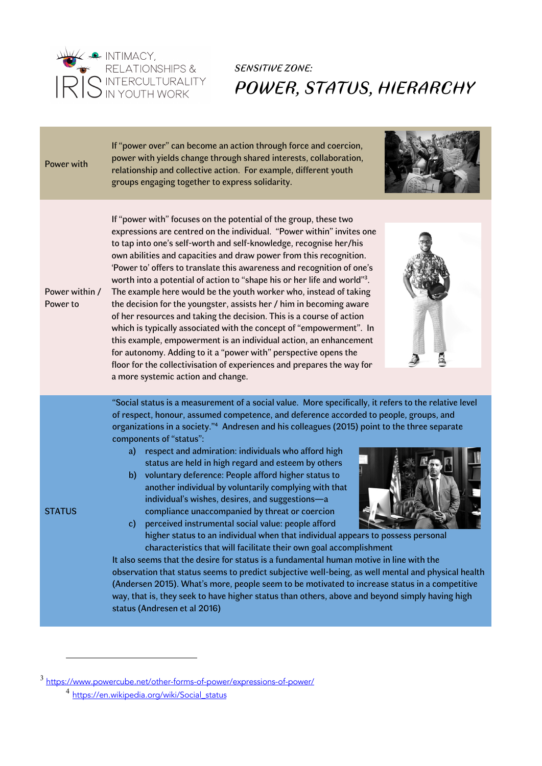*SENSITIVE ZONE:*

# *POWER, STATUS, HIERARCHY*

| | |
|---|---|
| Power with | If "power over" can become an action through force and coercion, power with yields change through shared interests, collaboration, relationship and collective action. For example, different youth groups engaging together to express solidarity. |
| Power within / Power to | If "power with" focuses on the potential of the group, these two expressions are centred on the individual. "Power within" invites one to tap into one's self-worth and self-knowledge, recognise her/his own abilities and capacities and draw power from this recognition. 'Power to' offers to translate this awareness and recognition of one's worth into a potential of action to "shape his or her life and world"[3]. The example here would be the youth worker who, instead of taking the decision for the youngster, assists her / him in becoming aware of her resources and taking the decision. This is a course of action which is typically associated with the concept of "empowerment". In this example, empowerment is an individual action, an enhancement for autonomy. Adding to it a "power with" perspective opens the floor for the collectivisation of experiences and prepares the way for a more systemic action and change. |
| STATUS | "Social status is a measurement of a social value. More specifically, it refers to the relative level of respect, honour, assumed competence, and deference accorded to people, groups, and organizations in a society."[4] Andresen and his colleagues (2015) point to the three separate components of "status":<br>a) respect and admiration: individuals who afford high status are held in high regard and esteem by others<br>b) voluntary deference: People afford higher status to another individual by voluntarily complying with that individual's wishes, desires, and suggestions—a compliance unaccompanied by threat or coercion<br>c) perceived instrumental social value: people afford higher status to an individual when that individual appears to possess personal characteristics that will facilitate their own goal accomplishment<br>It also seems that the desire for status is a fundamental human motive in line with the observation that status seems to predict subjective well-being, as well mental and physical health (Andersen 2015). What's more, people seem to be motivated to increase status in a competitive way, that is, they seek to have higher status than others, above and beyond simply having high status (Andresen et al 2016) |

[3] https://www.powercube.net/other-forms-of-power/expressions-of-power/

[4] https://en.wikipedia.org/wiki/Social_status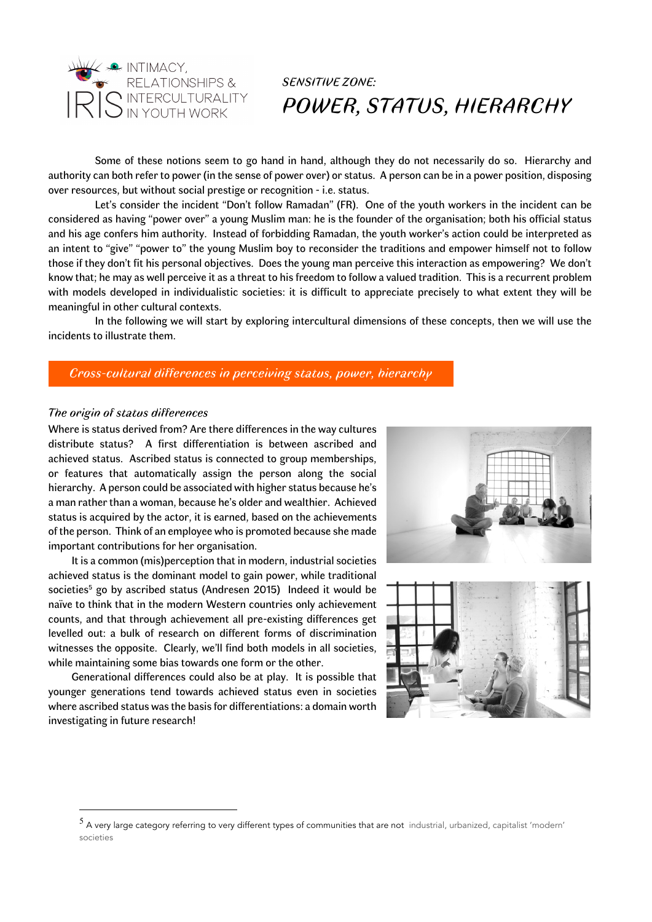# *SENSITIVE ZONE:*
# *POWER, STATUS, HIERARCHY*

Some of these notions seem to go hand in hand, although they do not necessarily do so. Hierarchy and authority can both refer to power (in the sense of power over) or status. A person can be in a power position, disposing over resources, but without social prestige or recognition - i.e. status.

Let's consider the incident "Don't follow Ramadan" (FR). One of the youth workers in the incident can be considered as having "power over" a young Muslim man: he is the founder of the organisation; both his official status and his age confers him authority. Instead of forbidding Ramadan, the youth worker's action could be interpreted as an intent to "give" "power to" the young Muslim boy to reconsider the traditions and empower himself not to follow those if they don't fit his personal objectives. Does the young man perceive this interaction as empowering? We don't know that; he may as well perceive it as a threat to his freedom to follow a valued tradition. This is a recurrent problem with models developed in individualistic societies: it is difficult to appreciate precisely to what extent they will be meaningful in other cultural contexts.

In the following we will start by exploring intercultural dimensions of these concepts, then we will use the incidents to illustrate them.

## *Cross-cultural differences in perceiving status, power, hierarchy*

### *The origin of status differences*

Where is status derived from? Are there differences in the way cultures distribute status? A first differentiation is between ascribed and achieved status. Ascribed status is connected to group memberships, or features that automatically assign the person along the social hierarchy. A person could be associated with higher status because he's a man rather than a woman, because he's older and wealthier. Achieved status is acquired by the actor, it is earned, based on the achievements of the person. Think of an employee who is promoted because she made important contributions for her organisation.

It is a common (mis)perception that in modern, industrial societies achieved status is the dominant model to gain power, while traditional societies[5] go by ascribed status (Andresen 2015) Indeed it would be naïve to think that in the modern Western countries only achievement counts, and that through achievement all pre-existing differences get levelled out: a bulk of research on different forms of discrimination witnesses the opposite. Clearly, we'll find both models in all societies, while maintaining some bias towards one form or the other.

Generational differences could also be at play. It is possible that younger generations tend towards achieved status even in societies where ascribed status was the basis for differentiations: a domain worth investigating in future research!

---

[5] A very large category referring to very different types of communities that are not industrial, urbanized, capitalist 'modern' societies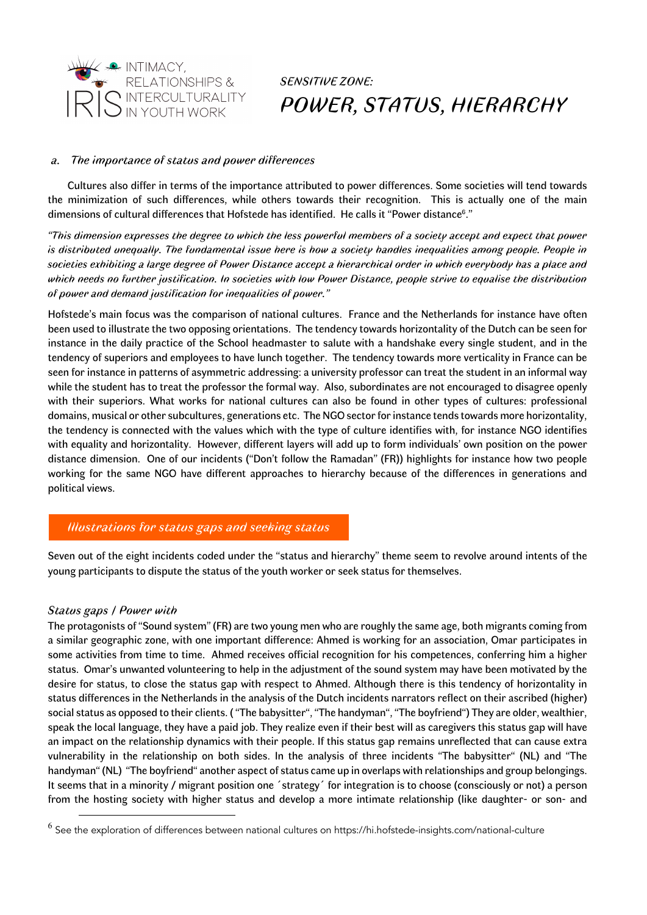## SENSITIVE ZONE:
# POWER, STATUS, HIERARCHY

### a. *The importance of status and power differences*

Cultures also differ in terms of the importance attributed to power differences. Some societies will tend towards the minimization of such differences, while others towards their recognition. This is actually one of the main dimensions of cultural differences that Hofstede has identified. He calls it "Power distance[6]."

*"This dimension expresses the degree to which the less powerful members of a society accept and expect that power is distributed unequally. The fundamental issue here is how a society handles inequalities among people. People in societies exhibiting a large degree of Power Distance accept a hierarchical order in which everybody has a place and which needs no further justification. In societies with low Power Distance, people strive to equalise the distribution of power and demand justification for inequalities of power."*

Hofstede's main focus was the comparison of national cultures. France and the Netherlands for instance have often been used to illustrate the two opposing orientations. The tendency towards horizontality of the Dutch can be seen for instance in the daily practice of the School headmaster to salute with a handshake every single student, and in the tendency of superiors and employees to have lunch together. The tendency towards more verticality in France can be seen for instance in patterns of asymmetric addressing: a university professor can treat the student in an informal way while the student has to treat the professor the formal way. Also, subordinates are not encouraged to disagree openly with their superiors. What works for national cultures can also be found in other types of cultures: professional domains, musical or other subcultures, generations etc. The NGO sector for instance tends towards more horizontality, the tendency is connected with the values which with the type of culture identifies with, for instance NGO identifies with equality and horizontality. However, different layers will add up to form individuals' own position on the power distance dimension. One of our incidents ("Don't follow the Ramadan" (FR)) highlights for instance how two people working for the same NGO have different approaches to hierarchy because of the differences in generations and political views.

## *Illustrations for status gaps and seeking status*

Seven out of the eight incidents coded under the "status and hierarchy" theme seem to revolve around intents of the young participants to dispute the status of the youth worker or seek status for themselves.

#### *Status gaps / Power with*

The protagonists of "Sound system" (FR) are two young men who are roughly the same age, both migrants coming from a similar geographic zone, with one important difference: Ahmed is working for an association, Omar participates in some activities from time to time. Ahmed receives official recognition for his competences, conferring him a higher status. Omar's unwanted volunteering to help in the adjustment of the sound system may have been motivated by the desire for status, to close the status gap with respect to Ahmed. Although there is this tendency of horizontality in status differences in the Netherlands in the analysis of the Dutch incidents narrators reflect on their ascribed (higher) social status as opposed to their clients. ( "The babysitter", "The handyman", "The boyfriend") They are older, wealthier, speak the local language, they have a paid job. They realize even if their best will as caregivers this status gap will have an impact on the relationship dynamics with their people. If this status gap remains unreflected that can cause extra vulnerability in the relationship on both sides. In the analysis of three incidents "The babysitter" (NL) and "The handyman" (NL) "The boyfriend" another aspect of status came up in overlaps with relationships and group belongings. It seems that in a minority / migrant position one ´strategy´ for integration is to choose (consciously or not) a person from the hosting society with higher status and develop a more intimate relationship (like daughter- or son- and

---

[6] See the exploration of differences between national cultures on https://hi.hofstede-insights.com/national-culture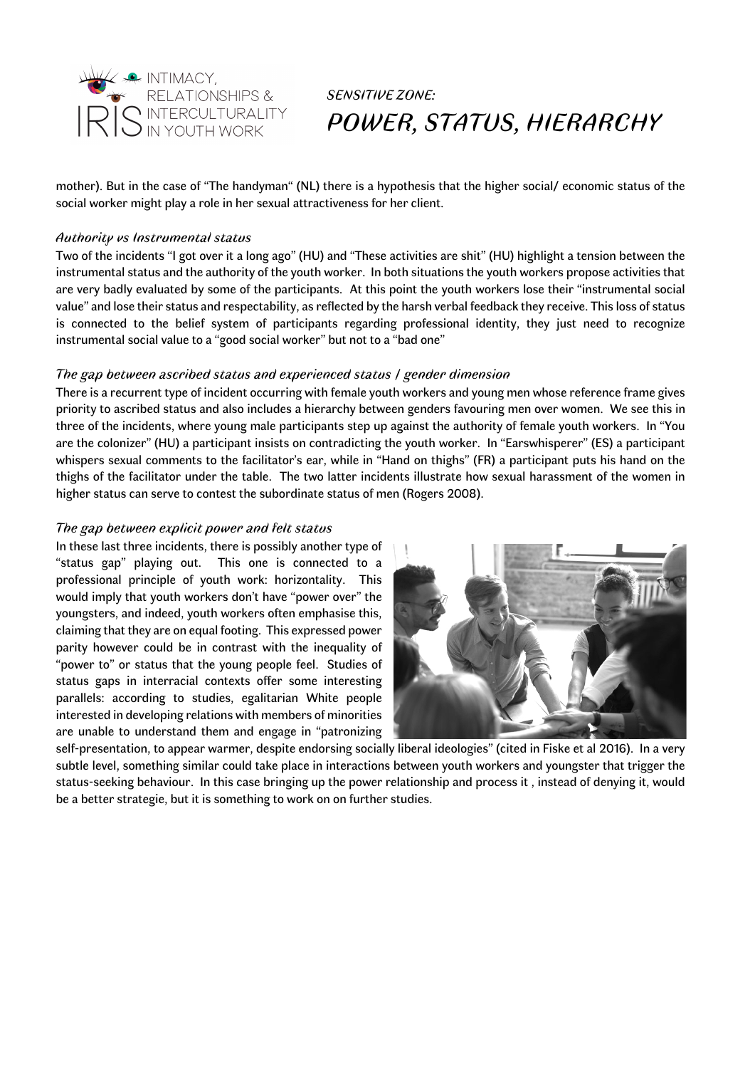mother). But in the case of "The handyman" (NL) there is a hypothesis that the higher social/ economic status of the social worker might play a role in her sexual attractiveness for her client.

### *Authority vs Instrumental status*

Two of the incidents "I got over it a long ago" (HU) and "These activities are shit" (HU) highlight a tension between the instrumental status and the authority of the youth worker. In both situations the youth workers propose activities that are very badly evaluated by some of the participants. At this point the youth workers lose their "instrumental social value" and lose their status and respectability, as reflected by the harsh verbal feedback they receive. This loss of status is connected to the belief system of participants regarding professional identity, they just need to recognize instrumental social value to a "good social worker" but not to a "bad one"

### *The gap between ascribed status and experienced status / gender dimension*

There is a recurrent type of incident occurring with female youth workers and young men whose reference frame gives priority to ascribed status and also includes a hierarchy between genders favouring men over women. We see this in three of the incidents, where young male participants step up against the authority of female youth workers. In "You are the colonizer" (HU) a participant insists on contradicting the youth worker. In "Earswhisperer" (ES) a participant whispers sexual comments to the facilitator's ear, while in "Hand on thighs" (FR) a participant puts his hand on the thighs of the facilitator under the table. The two latter incidents illustrate how sexual harassment of the women in higher status can serve to contest the subordinate status of men (Rogers 2008).

### *The gap between explicit power and felt status*

In these last three incidents, there is possibly another type of "status gap" playing out. This one is connected to a professional principle of youth work: horizontality. This would imply that youth workers don't have "power over" the youngsters, and indeed, youth workers often emphasise this, claiming that they are on equal footing. This expressed power parity however could be in contrast with the inequality of "power to" or status that the young people feel. Studies of status gaps in interracial contexts offer some interesting parallels: according to studies, egalitarian White people interested in developing relations with members of minorities are unable to understand them and engage in "patronizing self-presentation, to appear warmer, despite endorsing socially liberal ideologies" (cited in Fiske et al 2016). In a very subtle level, something similar could take place in interactions between youth workers and youngster that trigger the status-seeking behaviour. In this case bringing up the power relationship and process it , instead of denying it, would be a better strategie, but it is something to work on on further studies.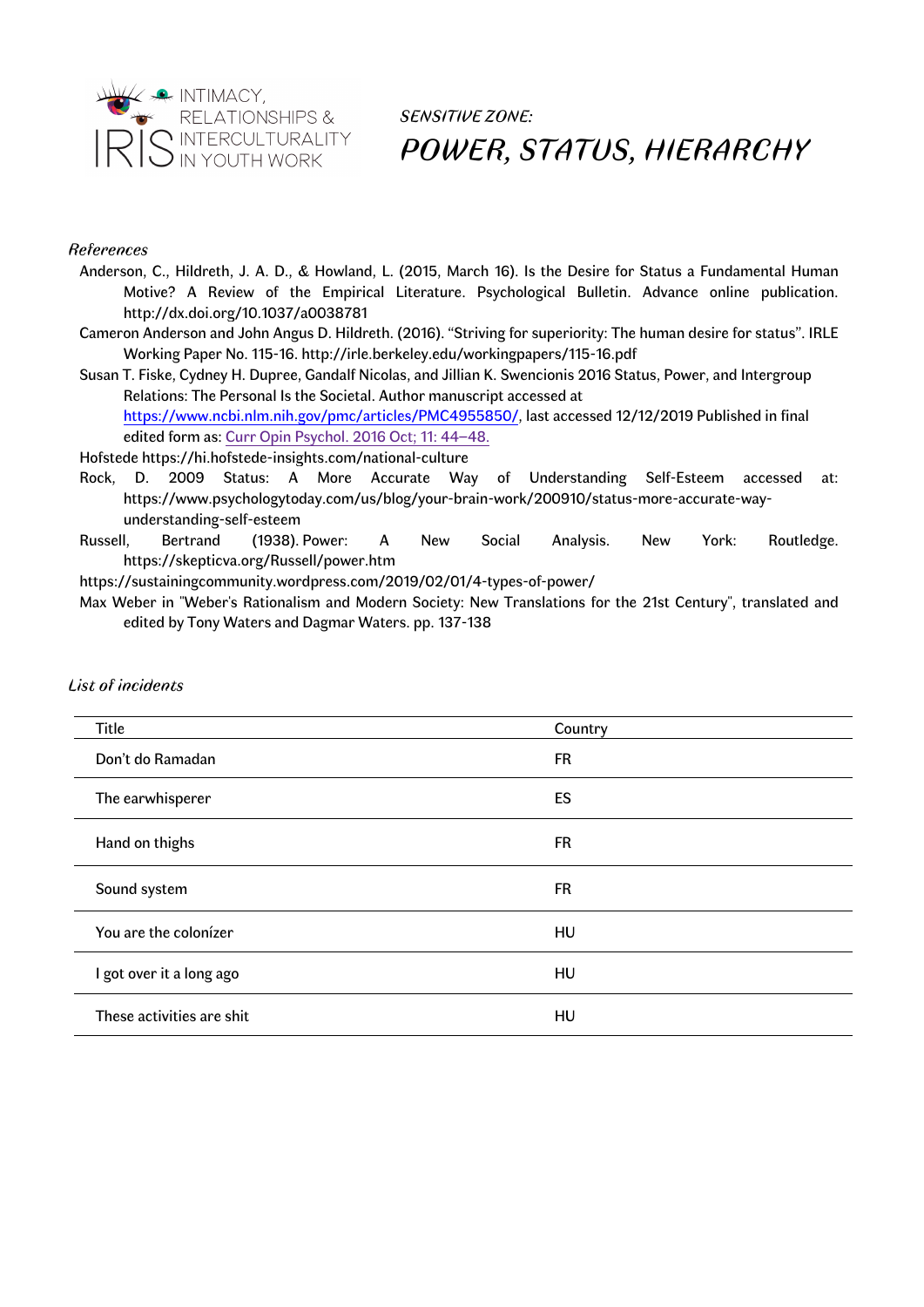*Sensitive zone:*

# *Power, status, hierarchy*

### *References*

Anderson, C., Hildreth, J. A. D., & Howland, L. (2015, March 16). Is the Desire for Status a Fundamental Human Motive? A Review of the Empirical Literature. Psychological Bulletin. Advance online publication. http://dx.doi.org/10.1037/a0038781

Cameron Anderson and John Angus D. Hildreth. (2016). "Striving for superiority: The human desire for status". IRLE Working Paper No. 115-16. http://irle.berkeley.edu/workingpapers/115-16.pdf

Susan T. Fiske, Cydney H. Dupree, Gandalf Nicolas, and Jillian K. Swencionis 2016 Status, Power, and Intergroup Relations: The Personal Is the Societal. Author manuscript accessed at https://www.ncbi.nlm.nih.gov/pmc/articles/PMC4955850/, last accessed 12/12/2019 Published in final edited form as: Curr Opin Psychol. 2016 Oct; 11: 44–48.

Hofstede https://hi.hofstede-insights.com/national-culture

Rock, D. 2009 Status: A More Accurate Way of Understanding Self-Esteem accessed at: https://www.psychologytoday.com/us/blog/your-brain-work/200910/status-more-accurate-way-understanding-self-esteem

Russell, Bertrand (1938). Power: A New Social Analysis. New York: Routledge. https://skepticva.org/Russell/power.htm

https://sustainingcommunity.wordpress.com/2019/02/01/4-types-of-power/

Max Weber in "Weber's Rationalism and Modern Society: New Translations for the 21st Century", translated and edited by Tony Waters and Dagmar Waters. pp. 137-138

### *List of incidents*

| Title | Country |
|---|---|
| Don't do Ramadan | FR |
| The earwhisperer | ES |
| Hand on thighs | FR |
| Sound system | FR |
| You are the colonízer | HU |
| I got over it a long ago | HU |
| These activities are shit | HU |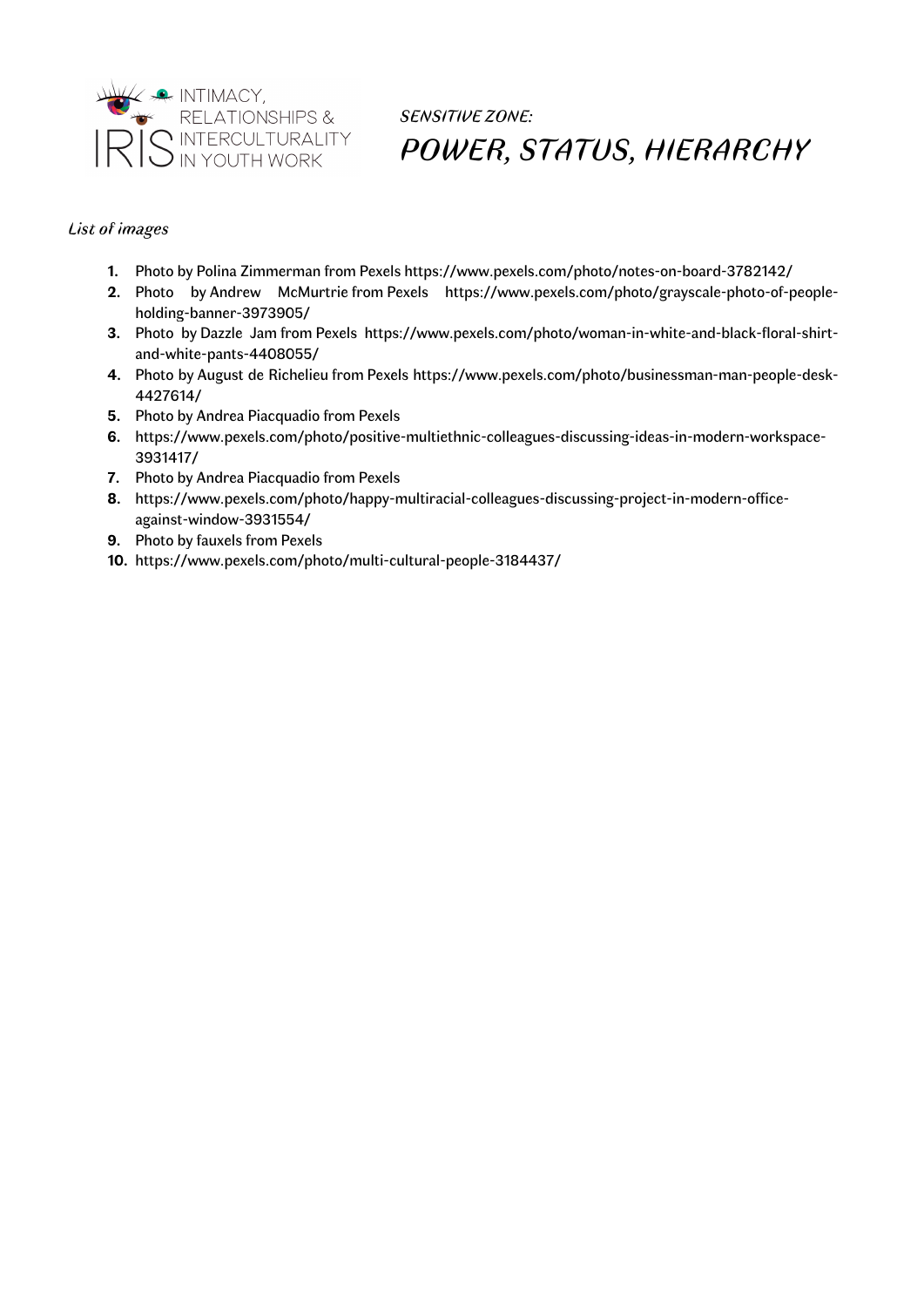INTIMACY, RELATIONSHIPS & INTERCULTURALITY IN YOUTH WORK

*SENSITIVE ZONE:*

# POWER, STATUS, HIERARCHY

*List of images*

1. Photo by Polina Zimmerman from Pexels https://www.pexels.com/photo/notes-on-board-3782142/
2. Photo by Andrew McMurtrie from Pexels https://www.pexels.com/photo/grayscale-photo-of-people-holding-banner-3973905/
3. Photo by Dazzle Jam from Pexels https://www.pexels.com/photo/woman-in-white-and-black-floral-shirt-and-white-pants-4408055/
4. Photo by August de Richelieu from Pexels https://www.pexels.com/photo/businessman-man-people-desk-4427614/
5. Photo by Andrea Piacquadio from Pexels
6. https://www.pexels.com/photo/positive-multiethnic-colleagues-discussing-ideas-in-modern-workspace-3931417/
7. Photo by Andrea Piacquadio from Pexels
8. https://www.pexels.com/photo/happy-multiracial-colleagues-discussing-project-in-modern-office-against-window-3931554/
9. Photo by fauxels from Pexels
10. https://www.pexels.com/photo/multi-cultural-people-3184437/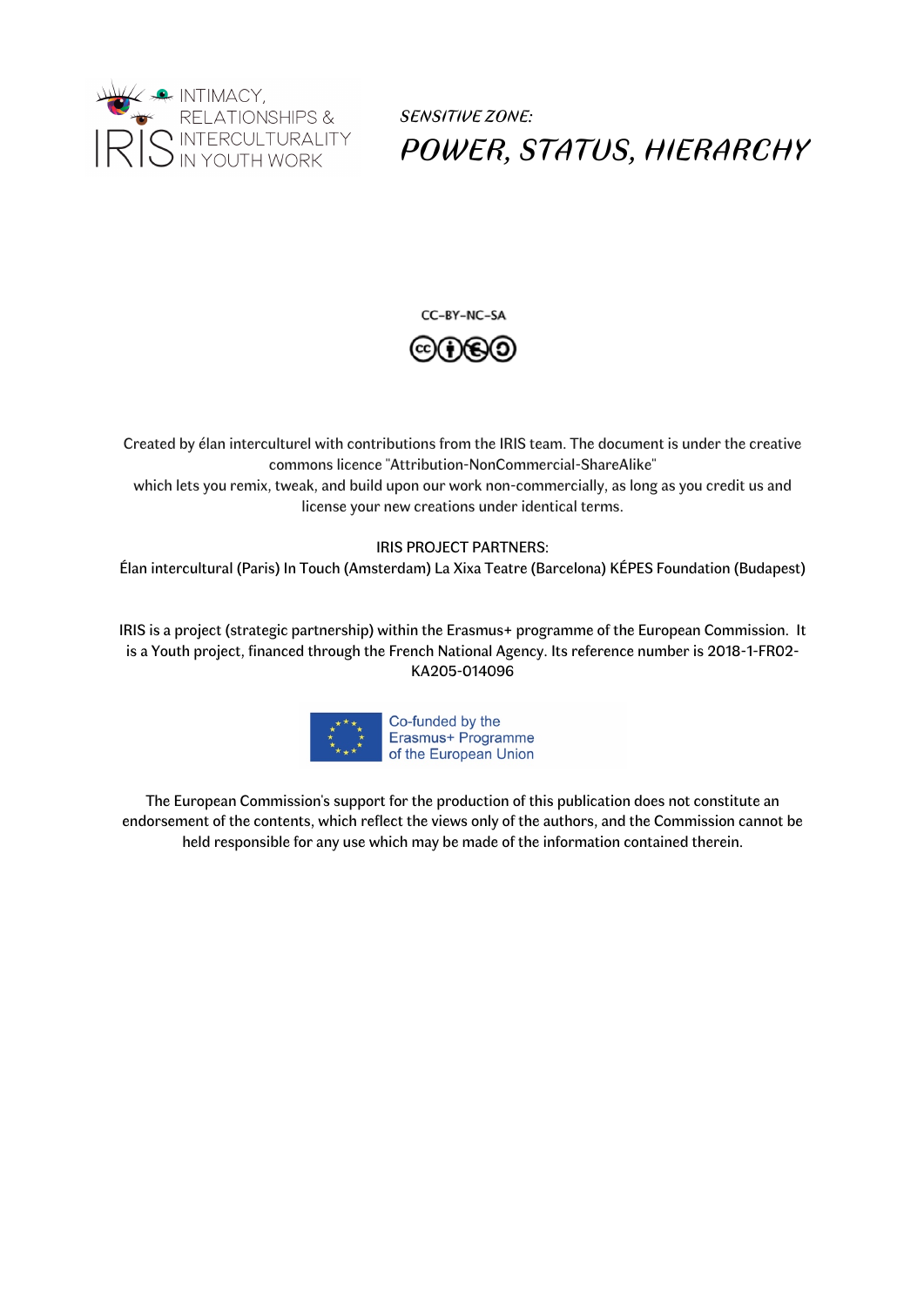INTIMACY, RELATIONSHIPS & INTERCULTURALITY IN YOUTH WORK

*SENSITIVE ZONE:*

# *POWER, STATUS, HIERARCHY*

CC-BY-NC-SA

Created by élan interculturel with contributions from the IRIS team. The document is under the creative commons licence "Attribution-NonCommercial-ShareAlike" which lets you remix, tweak, and build upon our work non-commercially, as long as you credit us and license your new creations under identical terms.

IRIS PROJECT PARTNERS:
Élan intercultural (Paris) In Touch (Amsterdam) La Xixa Teatre (Barcelona) KÉPES Foundation (Budapest)

IRIS is a project (strategic partnership) within the Erasmus+ programme of the European Commission. It is a Youth project, financed through the French National Agency. Its reference number is 2018-1-FR02-KA205-014096

Co-funded by the Erasmus+ Programme of the European Union

The European Commission's support for the production of this publication does not constitute an endorsement of the contents, which reflect the views only of the authors, and the Commission cannot be held responsible for any use which may be made of the information contained therein.